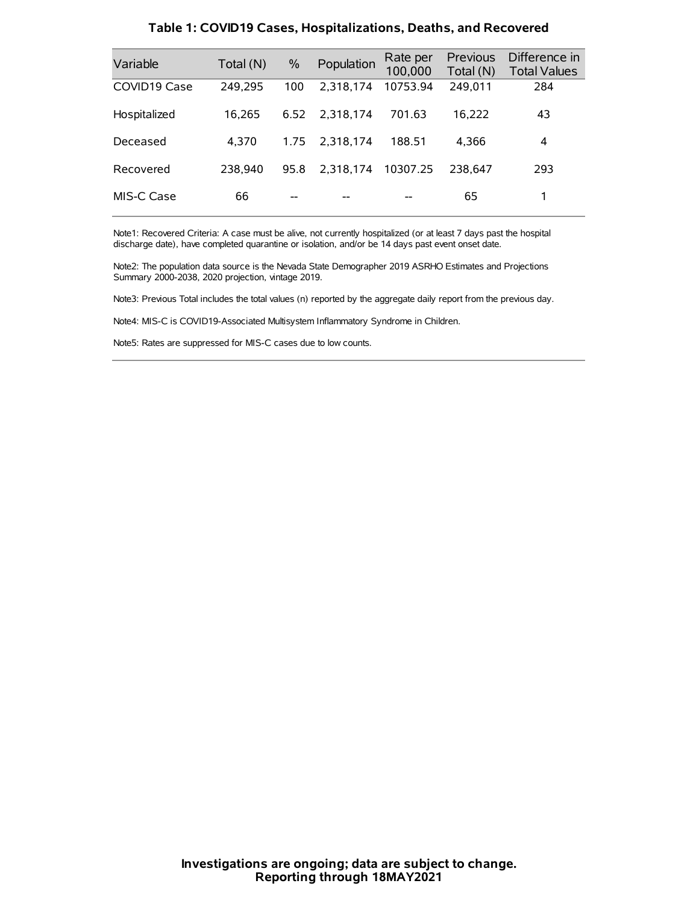### Table 1: COVID19 Cases, Hospitalizations, Deaths, and Recovered

| Variable | Total (N) | % | Population | Rate per 100,000 | Previous Total (N) | Difference in Total Values |
|---|---|---|---|---|---|---|
| COVID19 Case | 249,295 | 100 | 2,318,174 | 10753.94 | 249,011 | 284 |
| Hospitalized | 16,265 | 6.52 | 2,318,174 | 701.63 | 16,222 | 43 |
| Deceased | 4,370 | 1.75 | 2,318,174 | 188.51 | 4,366 | 4 |
| Recovered | 238,940 | 95.8 | 2,318,174 | 10307.25 | 238,647 | 293 |
| MIS-C Case | 66 | -- | -- | -- | 65 | 1 |

Note1: Recovered Criteria: A case must be alive, not currently hospitalized (or at least 7 days past the hospital discharge date), have completed quarantine or isolation, and/or be 14 days past event onset date.

Note2: The population data source is the Nevada State Demographer 2019 ASRHO Estimates and Projections Summary 2000-2038, 2020 projection, vintage 2019.

Note3: Previous Total includes the total values (n) reported by the aggregate daily report from the previous day.

Note4: MIS-C is COVID19-Associated Multisystem Inflammatory Syndrome in Children.

Note5: Rates are suppressed for MIS-C cases due to low counts.

**Investigations are ongoing; data are subject to change.**
**Reporting through 18MAY2021**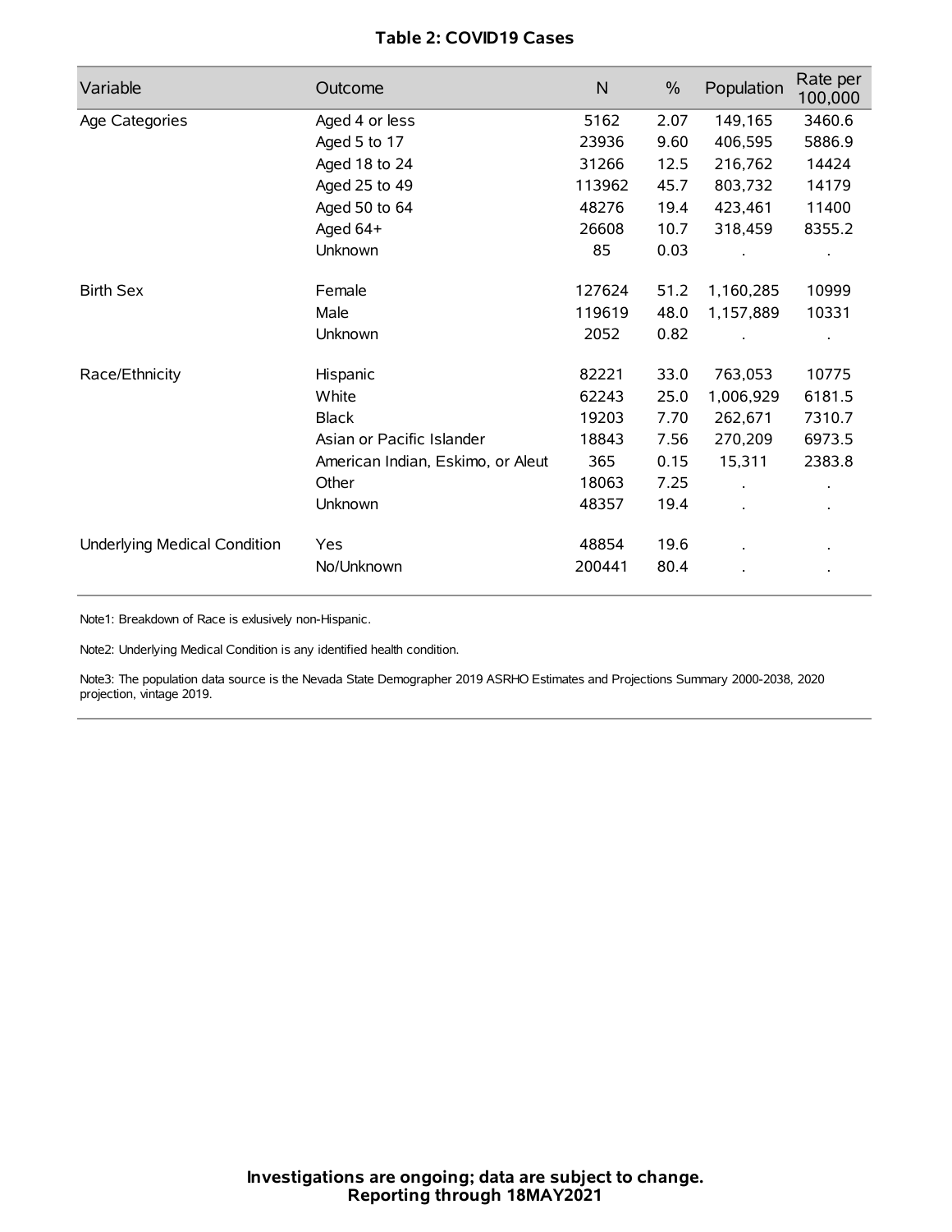# Table 2: COVID19 Cases

| Variable | Outcome | N | % | Population | Rate per 100,000 |
|---|---|---|---|---|---|
| Age Categories | Aged 4 or less | 5162 | 2.07 | 149,165 | 3460.6 |
| | Aged 5 to 17 | 23936 | 9.60 | 406,595 | 5886.9 |
| | Aged 18 to 24 | 31266 | 12.5 | 216,762 | 14424 |
| | Aged 25 to 49 | 113962 | 45.7 | 803,732 | 14179 |
| | Aged 50 to 64 | 48276 | 19.4 | 423,461 | 11400 |
| | Aged 64+ | 26608 | 10.7 | 318,459 | 8355.2 |
| | Unknown | 85 | 0.03 | . | . |
| Birth Sex | Female | 127624 | 51.2 | 1,160,285 | 10999 |
| | Male | 119619 | 48.0 | 1,157,889 | 10331 |
| | Unknown | 2052 | 0.82 | . | . |
| Race/Ethnicity | Hispanic | 82221 | 33.0 | 763,053 | 10775 |
| | White | 62243 | 25.0 | 1,006,929 | 6181.5 |
| | Black | 19203 | 7.70 | 262,671 | 7310.7 |
| | Asian or Pacific Islander | 18843 | 7.56 | 270,209 | 6973.5 |
| | American Indian, Eskimo, or Aleut | 365 | 0.15 | 15,311 | 2383.8 |
| | Other | 18063 | 7.25 | . | . |
| | Unknown | 48357 | 19.4 | . | . |
| Underlying Medical Condition | Yes | 48854 | 19.6 | . | . |
| | No/Unknown | 200441 | 80.4 | . | . |

Note1: Breakdown of Race is exlusively non-Hispanic.

Note2: Underlying Medical Condition is any identified health condition.

Note3: The population data source is the Nevada State Demographer 2019 ASRHO Estimates and Projections Summary 2000-2038, 2020 projection, vintage 2019.

**Investigations are ongoing; data are subject to change.**
**Reporting through 18MAY2021**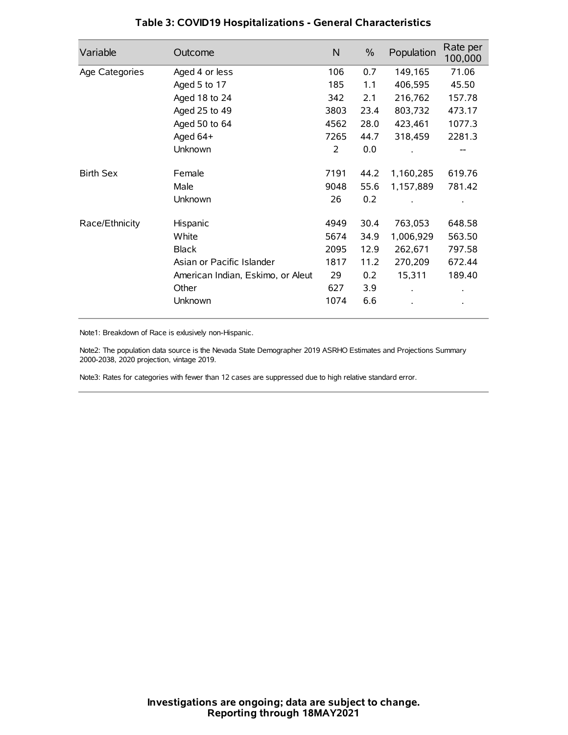# Table 3: COVID19 Hospitalizations - General Characteristics

| Variable | Outcome | N | % | Population | Rate per 100,000 |
|---|---|---|---|---|---|
| Age Categories | Aged 4 or less | 106 | 0.7 | 149,165 | 71.06 |
| | Aged 5 to 17 | 185 | 1.1 | 406,595 | 45.50 |
| | Aged 18 to 24 | 342 | 2.1 | 216,762 | 157.78 |
| | Aged 25 to 49 | 3803 | 23.4 | 803,732 | 473.17 |
| | Aged 50 to 64 | 4562 | 28.0 | 423,461 | 1077.3 |
| | Aged 64+ | 7265 | 44.7 | 318,459 | 2281.3 |
| | Unknown | 2 | 0.0 | . | -- |
| Birth Sex | Female | 7191 | 44.2 | 1,160,285 | 619.76 |
| | Male | 9048 | 55.6 | 1,157,889 | 781.42 |
| | Unknown | 26 | 0.2 | . | . |
| Race/Ethnicity | Hispanic | 4949 | 30.4 | 763,053 | 648.58 |
| | White | 5674 | 34.9 | 1,006,929 | 563.50 |
| | Black | 2095 | 12.9 | 262,671 | 797.58 |
| | Asian or Pacific Islander | 1817 | 11.2 | 270,209 | 672.44 |
| | American Indian, Eskimo, or Aleut | 29 | 0.2 | 15,311 | 189.40 |
| | Other | 627 | 3.9 | . | . |
| | Unknown | 1074 | 6.6 | . | . |

Note1: Breakdown of Race is exlusively non-Hispanic.

Note2: The population data source is the Nevada State Demographer 2019 ASRHO Estimates and Projections Summary 2000-2038, 2020 projection, vintage 2019.

Note3: Rates for categories with fewer than 12 cases are suppressed due to high relative standard error.

**Investigations are ongoing; data are subject to change.**
**Reporting through 18MAY2021**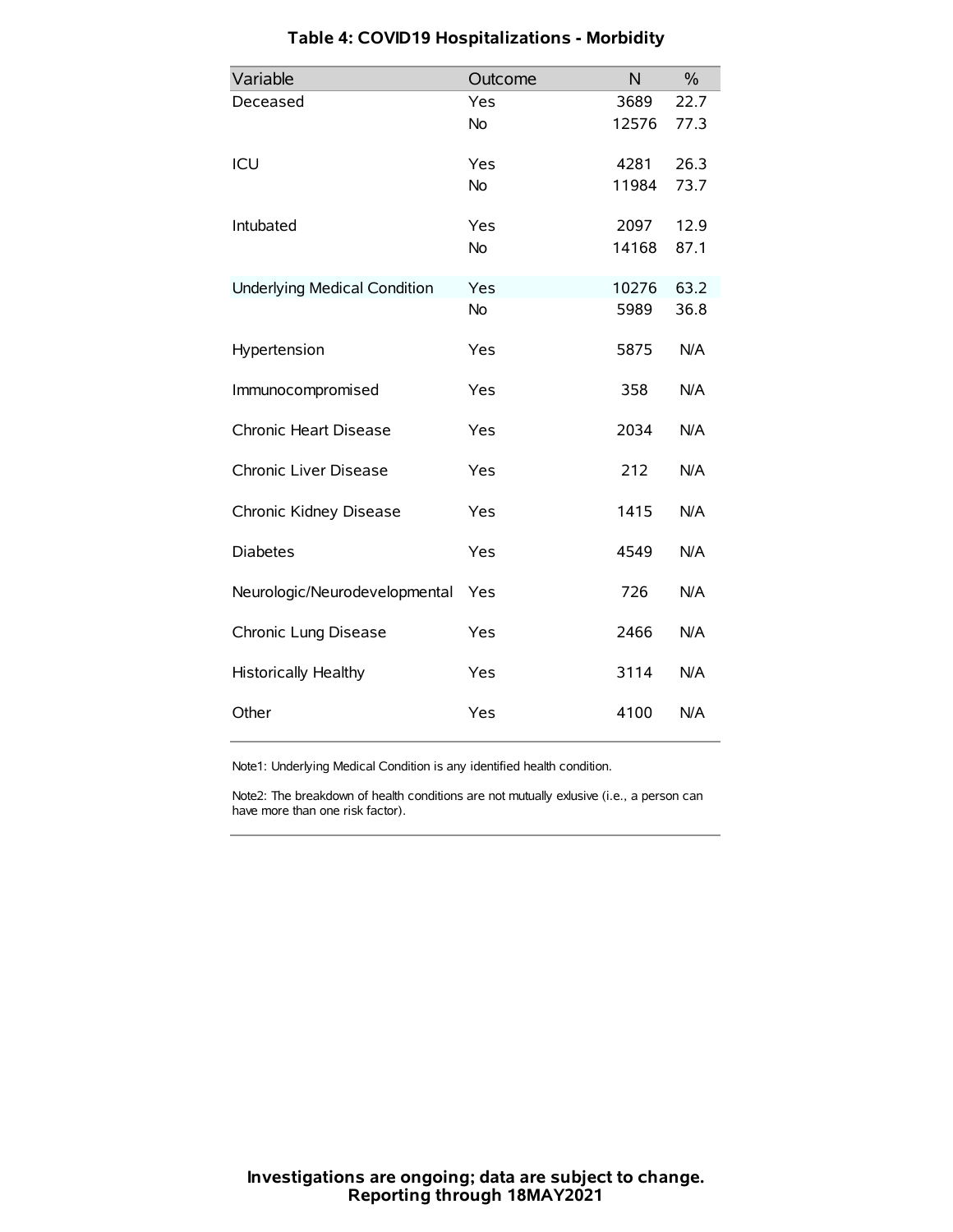# Table 4: COVID19 Hospitalizations - Morbidity

| Variable | Outcome | N | % |
|---|---|---|---|
| Deceased | Yes | 3689 | 22.7 |
| | No | 12576 | 77.3 |
| ICU | Yes | 4281 | 26.3 |
| | No | 11984 | 73.7 |
| Intubated | Yes | 2097 | 12.9 |
| | No | 14168 | 87.1 |
| Underlying Medical Condition | Yes | 10276 | 63.2 |
| | No | 5989 | 36.8 |
| Hypertension | Yes | 5875 | N/A |
| Immunocompromised | Yes | 358 | N/A |
| Chronic Heart Disease | Yes | 2034 | N/A |
| Chronic Liver Disease | Yes | 212 | N/A |
| Chronic Kidney Disease | Yes | 1415 | N/A |
| Diabetes | Yes | 4549 | N/A |
| Neurologic/Neurodevelopmental | Yes | 726 | N/A |
| Chronic Lung Disease | Yes | 2466 | N/A |
| Historically Healthy | Yes | 3114 | N/A |
| Other | Yes | 4100 | N/A |

Note1: Underlying Medical Condition is any identified health condition.

Note2: The breakdown of health conditions are not mutually exlusive (i.e., a person can have more than one risk factor).

**Investigations are ongoing; data are subject to change.**
**Reporting through 18MAY2021**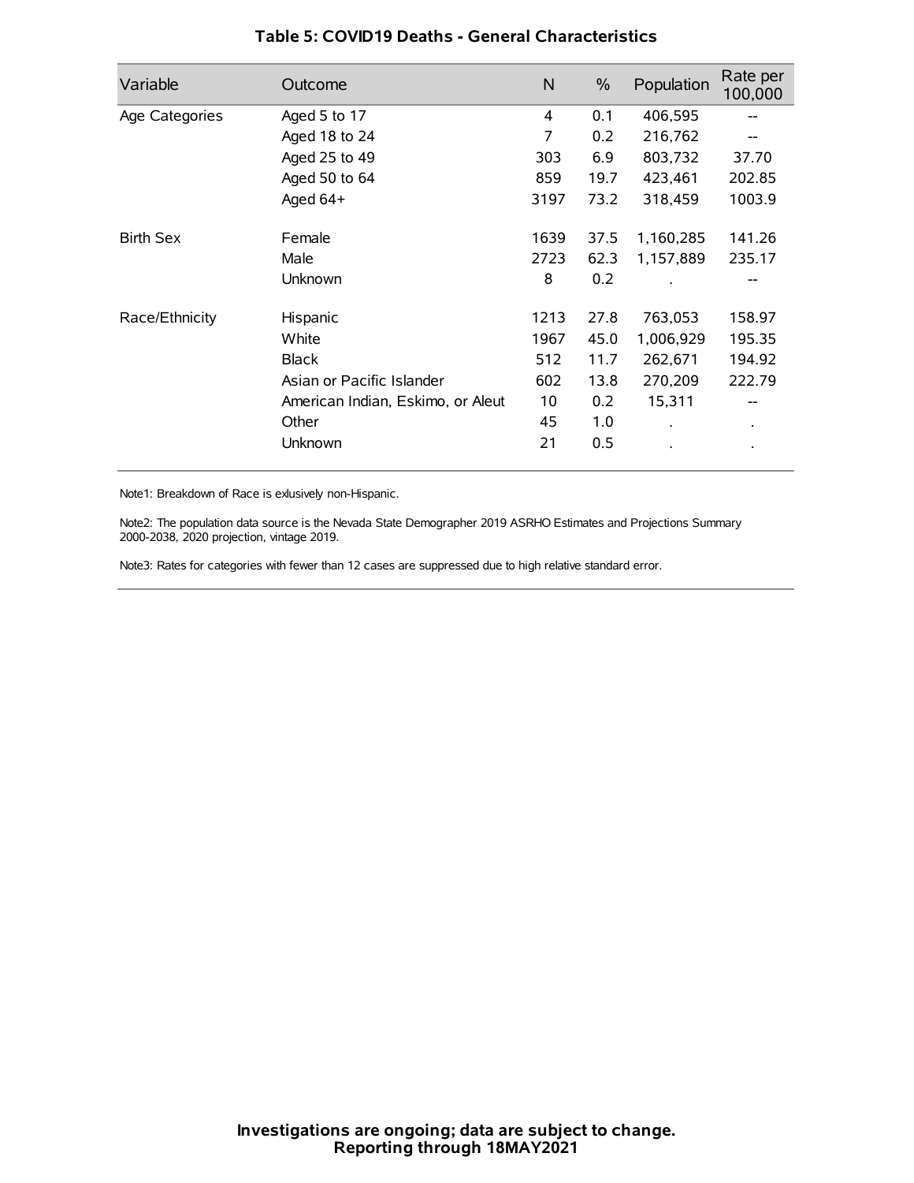# Table 5: COVID19 Deaths - General Characteristics

| Variable | Outcome | N | % | Population | Rate per 100,000 |
|---|---|---|---|---|---|
| Age Categories | Aged 5 to 17 | 4 | 0.1 | 406,595 | -- |
| | Aged 18 to 24 | 7 | 0.2 | 216,762 | -- |
| | Aged 25 to 49 | 303 | 6.9 | 803,732 | 37.70 |
| | Aged 50 to 64 | 859 | 19.7 | 423,461 | 202.85 |
| | Aged 64+ | 3197 | 73.2 | 318,459 | 1003.9 |
| Birth Sex | Female | 1639 | 37.5 | 1,160,285 | 141.26 |
| | Male | 2723 | 62.3 | 1,157,889 | 235.17 |
| | Unknown | 8 | 0.2 | . | -- |
| Race/Ethnicity | Hispanic | 1213 | 27.8 | 763,053 | 158.97 |
| | White | 1967 | 45.0 | 1,006,929 | 195.35 |
| | Black | 512 | 11.7 | 262,671 | 194.92 |
| | Asian or Pacific Islander | 602 | 13.8 | 270,209 | 222.79 |
| | American Indian, Eskimo, or Aleut | 10 | 0.2 | 15,311 | -- |
| | Other | 45 | 1.0 | . | . |
| | Unknown | 21 | 0.5 | . | . |

Note1: Breakdown of Race is exlusively non-Hispanic.

Note2: The population data source is the Nevada State Demographer 2019 ASRHO Estimates and Projections Summary 2000-2038, 2020 projection, vintage 2019.

Note3: Rates for categories with fewer than 12 cases are suppressed due to high relative standard error.

**Investigations are ongoing; data are subject to change.**
**Reporting through 18MAY2021**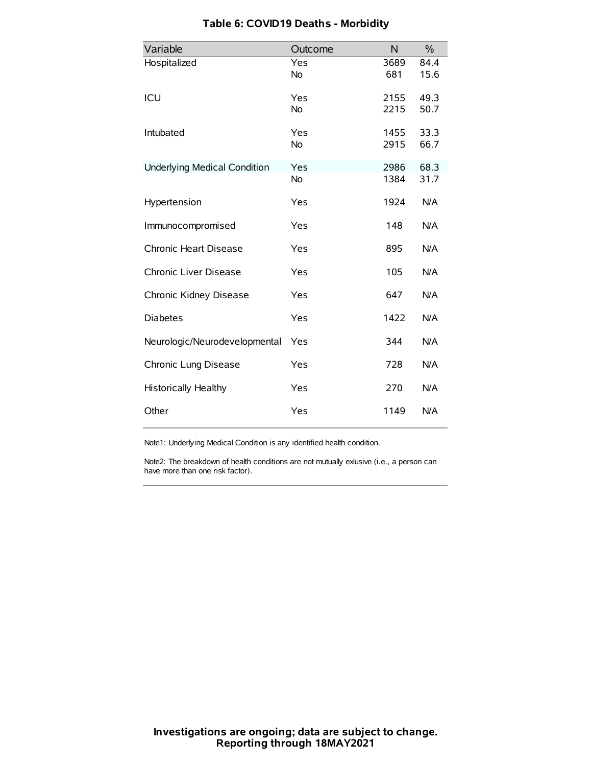## Table 6: COVID19 Deaths - Morbidity

| Variable | Outcome | N | % |
|---|---|---|---|
| Hospitalized | Yes | 3689 | 84.4 |
| | No | 681 | 15.6 |
| ICU | Yes | 2155 | 49.3 |
| | No | 2215 | 50.7 |
| Intubated | Yes | 1455 | 33.3 |
| | No | 2915 | 66.7 |
| Underlying Medical Condition | Yes | 2986 | 68.3 |
| | No | 1384 | 31.7 |
| Hypertension | Yes | 1924 | N/A |
| Immunocompromised | Yes | 148 | N/A |
| Chronic Heart Disease | Yes | 895 | N/A |
| Chronic Liver Disease | Yes | 105 | N/A |
| Chronic Kidney Disease | Yes | 647 | N/A |
| Diabetes | Yes | 1422 | N/A |
| Neurologic/Neurodevelopmental | Yes | 344 | N/A |
| Chronic Lung Disease | Yes | 728 | N/A |
| Historically Healthy | Yes | 270 | N/A |
| Other | Yes | 1149 | N/A |

Note1: Underlying Medical Condition is any identified health condition.

Note2: The breakdown of health conditions are not mutually exlusive (i.e., a person can have more than one risk factor).

**Investigations are ongoing; data are subject to change.**
**Reporting through 18MAY2021**